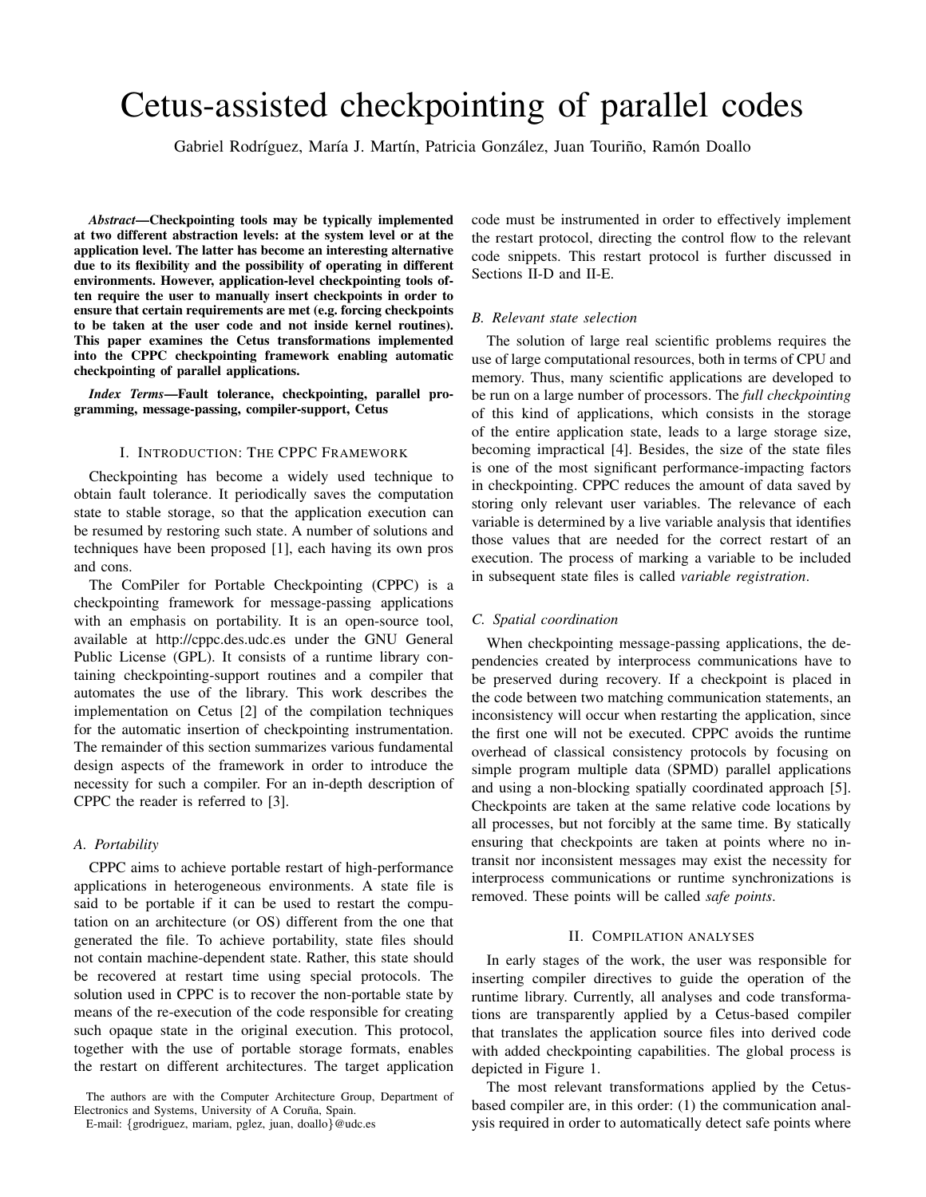# Cetus-assisted checkpointing of parallel codes

Gabriel Rodríguez, María J. Martín, Patricia González, Juan Touriño, Ramón Doallo

***Abstract*—Checkpointing tools may be typically implemented at two different abstraction levels: at the system level or at the application level. The latter has become an interesting alternative due to its flexibility and the possibility of operating in different environments. However, application-level checkpointing tools often require the user to manually insert checkpoints in order to ensure that certain requirements are met (e.g. forcing checkpoints to be taken at the user code and not inside kernel routines). This paper examines the Cetus transformations implemented into the CPPC checkpointing framework enabling automatic checkpointing of parallel applications.**

***Index Terms*—Fault tolerance, checkpointing, parallel programming, message-passing, compiler-support, Cetus**

## I. Introduction: The CPPC Framework

Checkpointing has become a widely used technique to obtain fault tolerance. It periodically saves the computation state to stable storage, so that the application execution can be resumed by restoring such state. A number of solutions and techniques have been proposed [1], each having its own pros and cons.

The ComPiler for Portable Checkpointing (CPPC) is a checkpointing framework for message-passing applications with an emphasis on portability. It is an open-source tool, available at http://cppc.des.udc.es under the GNU General Public License (GPL). It consists of a runtime library containing checkpointing-support routines and a compiler that automates the use of the library. This work describes the implementation on Cetus [2] of the compilation techniques for the automatic insertion of checkpointing instrumentation. The remainder of this section summarizes various fundamental design aspects of the framework in order to introduce the necessity for such a compiler. For an in-depth description of CPPC the reader is referred to [3].

### A. Portability

CPPC aims to achieve portable restart of high-performance applications in heterogeneous environments. A state file is said to be portable if it can be used to restart the computation on an architecture (or OS) different from the one that generated the file. To achieve portability, state files should not contain machine-dependent state. Rather, this state should be recovered at restart time using special protocols. The solution used in CPPC is to recover the non-portable state by means of the re-execution of the code responsible for creating such opaque state in the original execution. This protocol, together with the use of portable storage formats, enables the restart on different architectures. The target application code must be instrumented in order to effectively implement the restart protocol, directing the control flow to the relevant code snippets. This restart protocol is further discussed in Sections II-D and II-E.

### B. Relevant state selection

The solution of large real scientific problems requires the use of large computational resources, both in terms of CPU and memory. Thus, many scientific applications are developed to be run on a large number of processors. The *full checkpointing* of this kind of applications, which consists in the storage of the entire application state, leads to a large storage size, becoming impractical [4]. Besides, the size of the state files is one of the most significant performance-impacting factors in checkpointing. CPPC reduces the amount of data saved by storing only relevant user variables. The relevance of each variable is determined by a live variable analysis that identifies those values that are needed for the correct restart of an execution. The process of marking a variable to be included in subsequent state files is called *variable registration*.

### C. Spatial coordination

When checkpointing message-passing applications, the dependencies created by interprocess communications have to be preserved during recovery. If a checkpoint is placed in the code between two matching communication statements, an inconsistency will occur when restarting the application, since the first one will not be executed. CPPC avoids the runtime overhead of classical consistency protocols by focusing on simple program multiple data (SPMD) parallel applications and using a non-blocking spatially coordinated approach [5]. Checkpoints are taken at the same relative code locations by all processes, but not forcibly at the same time. By statically ensuring that checkpoints are taken at points where no in-transit nor inconsistent messages may exist the necessity for interprocess communications or runtime synchronizations is removed. These points will be called *safe points*.

## II. Compilation analyses

In early stages of the work, the user was responsible for inserting compiler directives to guide the operation of the runtime library. Currently, all analyses and code transformations are transparently applied by a Cetus-based compiler that translates the application source files into derived code with added checkpointing capabilities. The global process is depicted in Figure 1.

The most relevant transformations applied by the Cetus-based compiler are, in this order: (1) the communication analysis required in order to automatically detect safe points where

The authors are with the Computer Architecture Group, Department of Electronics and Systems, University of A Coruña, Spain.

E-mail: {grodriguez, mariam, pglez, juan, doallo}@udc.es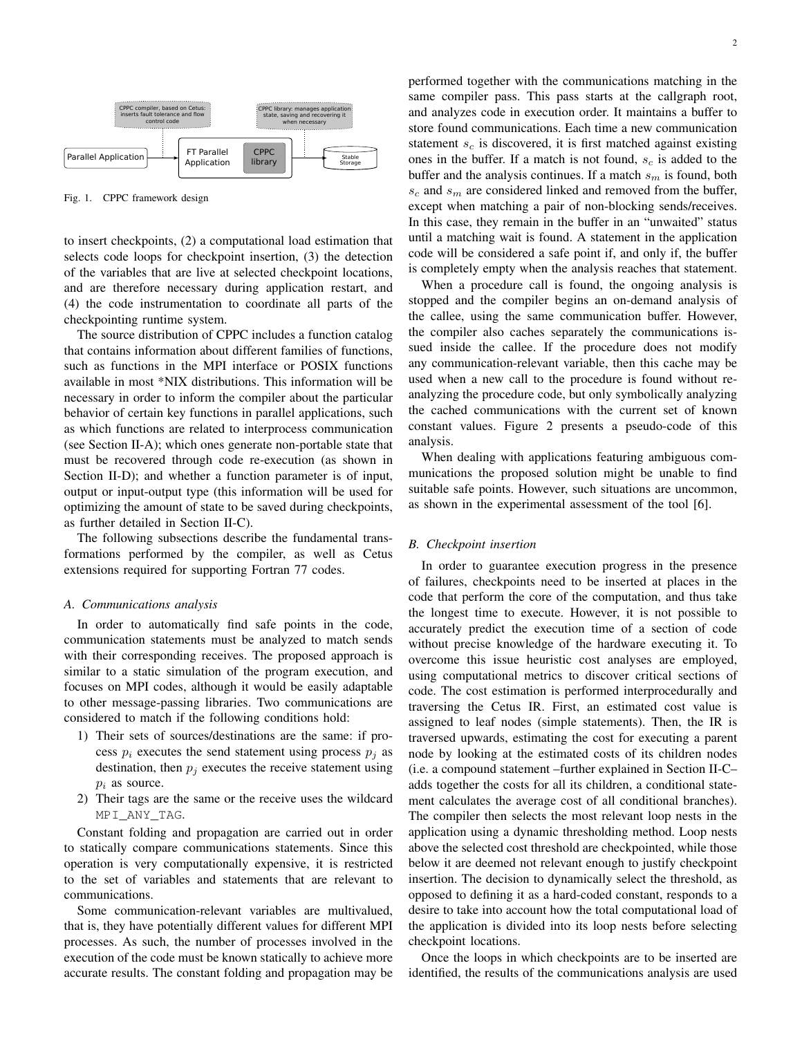CPPC compiler, based on Cetus: inserts fault tolerance and flow control code

CPPC library: manages application state, saving and recovering it when necessary

Parallel Application → FT Parallel Application | CPPC library → Stable Storage

Fig. 1. CPPC framework design

to insert checkpoints, (2) a computational load estimation that selects code loops for checkpoint insertion, (3) the detection of the variables that are live at selected checkpoint locations, and are therefore necessary during application restart, and (4) the code instrumentation to coordinate all parts of the checkpointing runtime system.

The source distribution of CPPC includes a function catalog that contains information about different families of functions, such as functions in the MPI interface or POSIX functions available in most *NIX distributions. This information will be necessary in order to inform the compiler about the particular behavior of certain key functions in parallel applications, such as which functions are related to interprocess communication (see Section II-A); which ones generate non-portable state that must be recovered through code re-execution (as shown in Section II-D); and whether a function parameter is of input, output or input-output type (this information will be used for optimizing the amount of state to be saved during checkpoints, as further detailed in Section II-C).

The following subsections describe the fundamental transformations performed by the compiler, as well as Cetus extensions required for supporting Fortran 77 codes.

### A. Communications analysis

In order to automatically find safe points in the code, communication statements must be analyzed to match sends with their corresponding receives. The proposed approach is similar to a static simulation of the program execution, and focuses on MPI codes, although it would be easily adaptable to other message-passing libraries. Two communications are considered to match if the following conditions hold:

1) Their sets of sources/destinations are the same: if process $p_i$ executes the send statement using process $p_j$ as destination, then $p_j$ executes the receive statement using $p_i$ as source.
2) Their tags are the same or the receive uses the wildcard `MPI_ANY_TAG`.

Constant folding and propagation are carried out in order to statically compare communications statements. Since this operation is very computationally expensive, it is restricted to the set of variables and statements that are relevant to communications.

Some communication-relevant variables are multivalued, that is, they have potentially different values for different MPI processes. As such, the number of processes involved in the execution of the code must be known statically to achieve more accurate results. The constant folding and propagation may be performed together with the communications matching in the same compiler pass. This pass starts at the callgraph root, and analyzes code in execution order. It maintains a buffer to store found communications. Each time a new communication statement $s_c$ is discovered, it is first matched against existing ones in the buffer. If a match is not found, $s_c$ is added to the buffer and the analysis continues. If a match $s_m$ is found, both $s_c$ and $s_m$ are considered linked and removed from the buffer, except when matching a pair of non-blocking sends/receives. In this case, they remain in the buffer in an "unwaited" status until a matching wait is found. A statement in the application code will be considered a safe point if, and only if, the buffer is completely empty when the analysis reaches that statement.

When a procedure call is found, the ongoing analysis is stopped and the compiler begins an on-demand analysis of the callee, using the same communication buffer. However, the compiler also caches separately the communications issued inside the callee. If the procedure does not modify any communication-relevant variable, then this cache may be used when a new call to the procedure is found without re-analyzing the procedure code, but only symbolically analyzing the cached communications with the current set of known constant values. Figure 2 presents a pseudo-code of this analysis.

When dealing with applications featuring ambiguous communications the proposed solution might be unable to find suitable safe points. However, such situations are uncommon, as shown in the experimental assessment of the tool [6].

### B. Checkpoint insertion

In order to guarantee execution progress in the presence of failures, checkpoints need to be inserted at places in the code that perform the core of the computation, and thus take the longest time to execute. However, it is not possible to accurately predict the execution time of a section of code without precise knowledge of the hardware executing it. To overcome this issue heuristic cost analyses are employed, using computational metrics to discover critical sections of code. The cost estimation is performed interprocedurally and traversing the Cetus IR. First, an estimated cost value is assigned to leaf nodes (simple statements). Then, the IR is traversed upwards, estimating the cost for executing a parent node by looking at the estimated costs of its children nodes (i.e. a compound statement –further explained in Section II-C– adds together the costs for all its children, a conditional statement calculates the average cost of all conditional branches). The compiler then selects the most relevant loop nests in the application using a dynamic thresholding method. Loop nests above the selected cost threshold are checkpointed, while those below it are deemed not relevant enough to justify checkpoint insertion. The decision to dynamically select the threshold, as opposed to defining it as a hard-coded constant, responds to a desire to take into account how the total computational load of the application is divided into its loop nests before selecting checkpoint locations.

Once the loops in which checkpoints are to be inserted are identified, the results of the communications analysis are used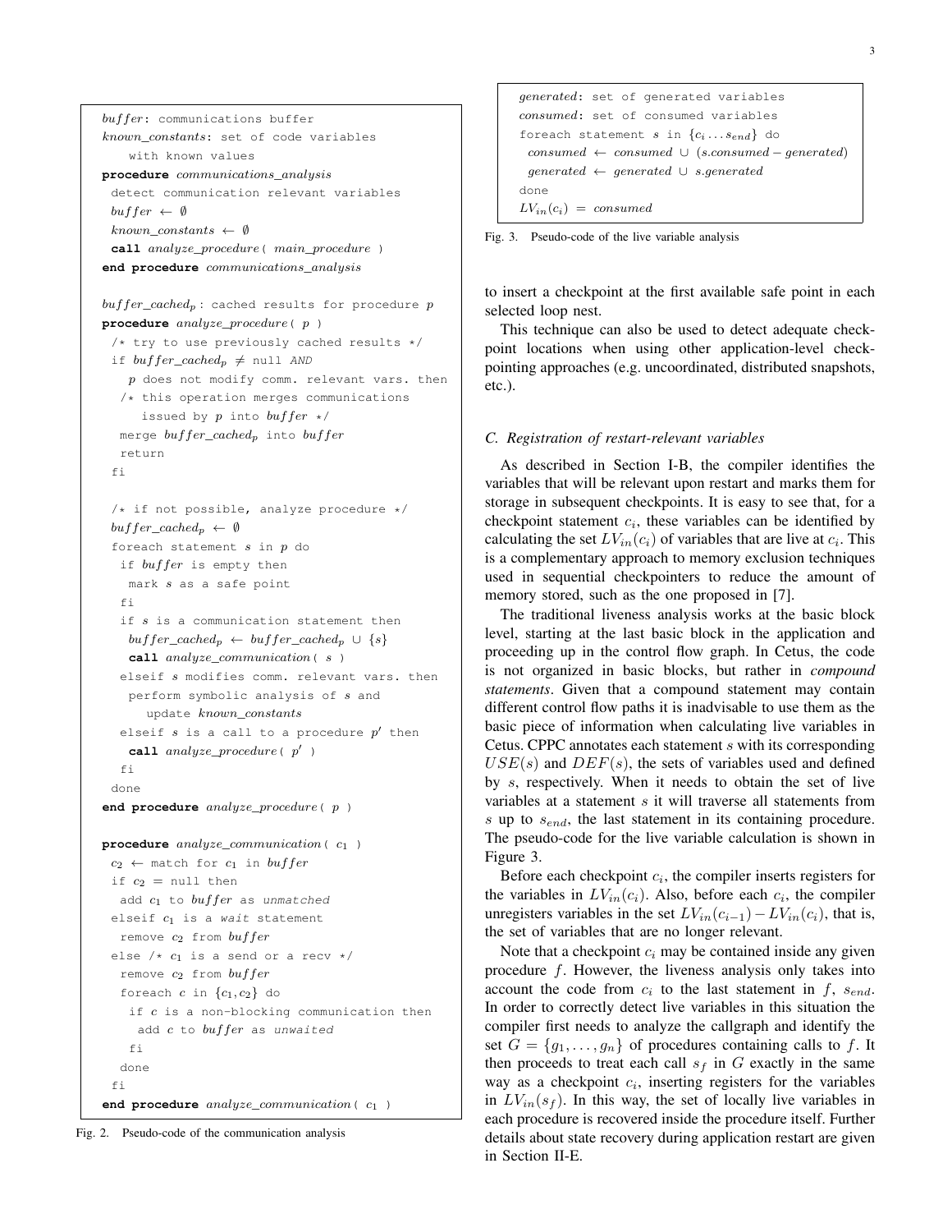```
buffer: communications buffer
known_constants: set of code variables
    with known values
procedure communications_analysis
  detect communication relevant variables
  buffer ← ∅
  known_constants ← ∅
  call analyze_procedure( main_procedure )
end procedure communications_analysis

buffer_cached_p: cached results for procedure p
procedure analyze_procedure( p )
  /* try to use previously cached results */
  if buffer_cached_p ≠ null AND
     p does not modify comm. relevant vars. then
    /* this operation merges communications
       issued by p into buffer */
    merge buffer_cached_p into buffer
    return
  fi

  /* if not possible, analyze procedure */
  buffer_cached_p ← ∅
  foreach statement s in p do
    if buffer is empty then
      mark s as a safe point
    fi
    if s is a communication statement then
      buffer_cached_p ← buffer_cached_p ∪ {s}
      call analyze_communication( s )
    elseif s modifies comm. relevant vars. then
      perform symbolic analysis of s and
        update known_constants
    elseif s is a call to a procedure p' then
      call analyze_procedure( p' )
    fi
  done
end procedure analyze_procedure( p )

procedure analyze_communication( c1 )
  c2 ← match for c1 in buffer
  if c2 = null then
    add c1 to buffer as unmatched
  elseif c1 is a wait statement
    remove c2 from buffer
  else /* c1 is a send or a recv */
    remove c2 from buffer
    foreach c in {c1,c2} do
      if c is a non-blocking communication then
        add c to buffer as unwaited
      fi
    done
  fi
end procedure analyze_communication( c1 )
```

Fig. 2. Pseudo-code of the communication analysis

```
generated: set of generated variables
consumed: set of consumed variables
foreach statement s in {c_i ... s_end} do
  consumed ← consumed ∪ (s.consumed − generated)
  generated ← generated ∪ s.generated
done
LV_in(c_i) = consumed
```

Fig. 3. Pseudo-code of the live variable analysis

to insert a checkpoint at the first available safe point in each selected loop nest.

This technique can also be used to detect adequate checkpoint locations when using other application-level checkpointing approaches (e.g. uncoordinated, distributed snapshots, etc.).

### C. Registration of restart-relevant variables

As described in Section I-B, the compiler identifies the variables that will be relevant upon restart and marks them for storage in subsequent checkpoints. It is easy to see that, for a checkpoint statement $c_i$, these variables can be identified by calculating the set $LV_{in}(c_i)$ of variables that are live at $c_i$. This is a complementary approach to memory exclusion techniques used in sequential checkpointers to reduce the amount of memory stored, such as the one proposed in [7].

The traditional liveness analysis works at the basic block level, starting at the last basic block in the application and proceeding up in the control flow graph. In Cetus, the code is not organized in basic blocks, but rather in *compound statements*. Given that a compound statement may contain different control flow paths it is inadvisable to use them as the basic piece of information when calculating live variables in Cetus. CPPC annotates each statement $s$ with its corresponding $USE(s)$ and $DEF(s)$, the sets of variables used and defined by $s$, respectively. When it needs to obtain the set of live variables at a statement $s$ it will traverse all statements from $s$ up to $s_{end}$, the last statement in its containing procedure. The pseudo-code for the live variable calculation is shown in Figure 3.

Before each checkpoint $c_i$, the compiler inserts registers for the variables in $LV_{in}(c_i)$. Also, before each $c_i$, the compiler unregisters variables in the set $LV_{in}(c_{i-1}) - LV_{in}(c_i)$, that is, the set of variables that are no longer relevant.

Note that a checkpoint $c_i$ may be contained inside any given procedure $f$. However, the liveness analysis only takes into account the code from $c_i$ to the last statement in $f$, $s_{end}$. In order to correctly detect live variables in this situation the compiler first needs to analyze the callgraph and identify the set $G = \{g_1, \ldots, g_n\}$ of procedures containing calls to $f$. It then proceeds to treat each call $s_f$ in $G$ exactly in the same way as a checkpoint $c_i$, inserting registers for the variables in $LV_{in}(s_f)$. In this way, the set of locally live variables in each procedure is recovered inside the procedure itself. Further details about state recovery during application restart are given in Section II-E.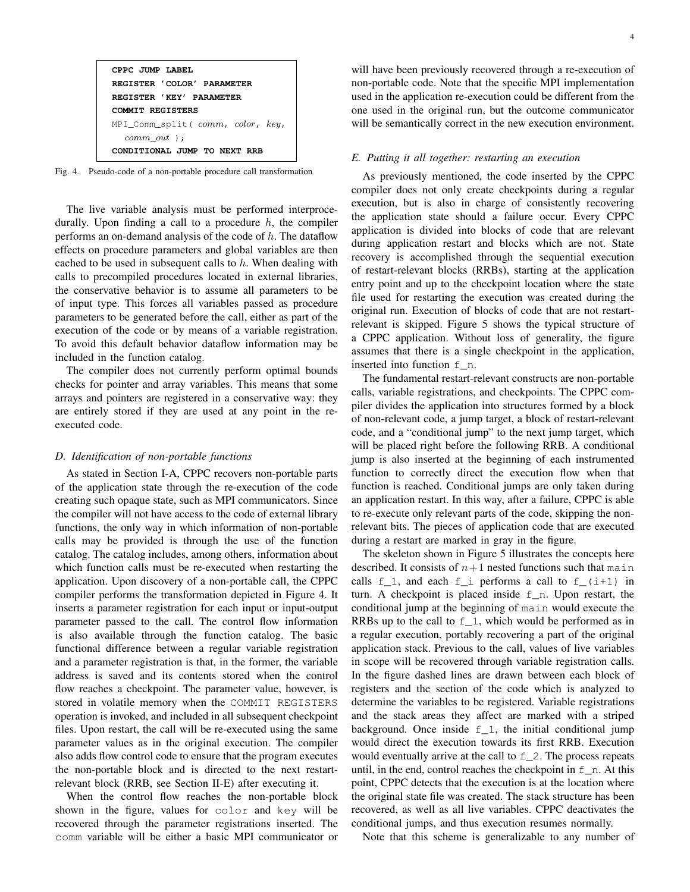```
CPPC JUMP LABEL
REGISTER 'COLOR' PARAMETER
REGISTER 'KEY' PARAMETER
COMMIT REGISTERS
MPI_Comm_split( comm, color, key,
   comm_out );
CONDITIONAL JUMP TO NEXT RRB
```

Fig. 4. Pseudo-code of a non-portable procedure call transformation

The live variable analysis must be performed interprocedurally. Upon finding a call to a procedure $h$, the compiler performs an on-demand analysis of the code of $h$. The dataflow effects on procedure parameters and global variables are then cached to be used in subsequent calls to $h$. When dealing with calls to precompiled procedures located in external libraries, the conservative behavior is to assume all parameters to be of input type. This forces all variables passed as procedure parameters to be generated before the call, either as part of the execution of the code or by means of a variable registration. To avoid this default behavior dataflow information may be included in the function catalog.

The compiler does not currently perform optimal bounds checks for pointer and array variables. This means that some arrays and pointers are registered in a conservative way: they are entirely stored if they are used at any point in the re-executed code.

### *D. Identification of non-portable functions*

As stated in Section I-A, CPPC recovers non-portable parts of the application state through the re-execution of the code creating such opaque state, such as MPI communicators. Since the compiler will not have access to the code of external library functions, the only way in which information of non-portable calls may be provided is through the use of the function catalog. The catalog includes, among others, information about which function calls must be re-executed when restarting the application. Upon discovery of a non-portable call, the CPPC compiler performs the transformation depicted in Figure 4. It inserts a parameter registration for each input or input-output parameter passed to the call. The control flow information is also available through the function catalog. The basic functional difference between a regular variable registration and a parameter registration is that, in the former, the variable address is saved and its contents stored when the control flow reaches a checkpoint. The parameter value, however, is stored in volatile memory when the `COMMIT REGISTERS` operation is invoked, and included in all subsequent checkpoint files. Upon restart, the call will be re-executed using the same parameter values as in the original execution. The compiler also adds flow control code to ensure that the program executes the non-portable block and is directed to the next restart-relevant block (RRB, see Section II-E) after executing it.

When the control flow reaches the non-portable block shown in the figure, values for `color` and `key` will be recovered through the parameter registrations inserted. The `comm` variable will be either a basic MPI communicator or will have been previously recovered through a re-execution of non-portable code. Note that the specific MPI implementation used in the application re-execution could be different from the one used in the original run, but the outcome communicator will be semantically correct in the new execution environment.

### *E. Putting it all together: restarting an execution*

As previously mentioned, the code inserted by the CPPC compiler does not only create checkpoints during a regular execution, but is also in charge of consistently recovering the application state should a failure occur. Every CPPC application is divided into blocks of code that are relevant during application restart and blocks which are not. State recovery is accomplished through the sequential execution of restart-relevant blocks (RRBs), starting at the application entry point and up to the checkpoint location where the state file used for restarting the execution was created during the original run. Execution of blocks of code that are not restart-relevant is skipped. Figure 5 shows the typical structure of a CPPC application. Without loss of generality, the figure assumes that there is a single checkpoint in the application, inserted into function `f_n`.

The fundamental restart-relevant constructs are non-portable calls, variable registrations, and checkpoints. The CPPC compiler divides the application into structures formed by a block of non-relevant code, a jump target, a block of restart-relevant code, and a "conditional jump" to the next jump target, which will be placed right before the following RRB. A conditional jump is also inserted at the beginning of each instrumented function to correctly direct the execution flow when that function is reached. Conditional jumps are only taken during an application restart. In this way, after a failure, CPPC is able to re-execute only relevant parts of the code, skipping the non-relevant bits. The pieces of application code that are executed during a restart are marked in gray in the figure.

The skeleton shown in Figure 5 illustrates the concepts here described. It consists of $n+1$ nested functions such that `main` calls `f_1`, and each `f_i` performs a call to `f_(i+1)` in turn. A checkpoint is placed inside `f_n`. Upon restart, the conditional jump at the beginning of `main` would execute the RRBs up to the call to `f_1`, which would be performed as in a regular execution, portably recovering a part of the original application stack. Previous to the call, values of live variables in scope will be recovered through variable registration calls. In the figure dashed lines are drawn between each block of registers and the section of the code which is analyzed to determine the variables to be registered. Variable registrations and the stack areas they affect are marked with a striped background. Once inside `f_1`, the initial conditional jump would direct the execution towards its first RRB. Execution would eventually arrive at the call to `f_2`. The process repeats until, in the end, control reaches the checkpoint in `f_n`. At this point, CPPC detects that the execution is at the location where the original state file was created. The stack structure has been recovered, as well as all live variables. CPPC deactivates the conditional jumps, and thus execution resumes normally.

Note that this scheme is generalizable to any number of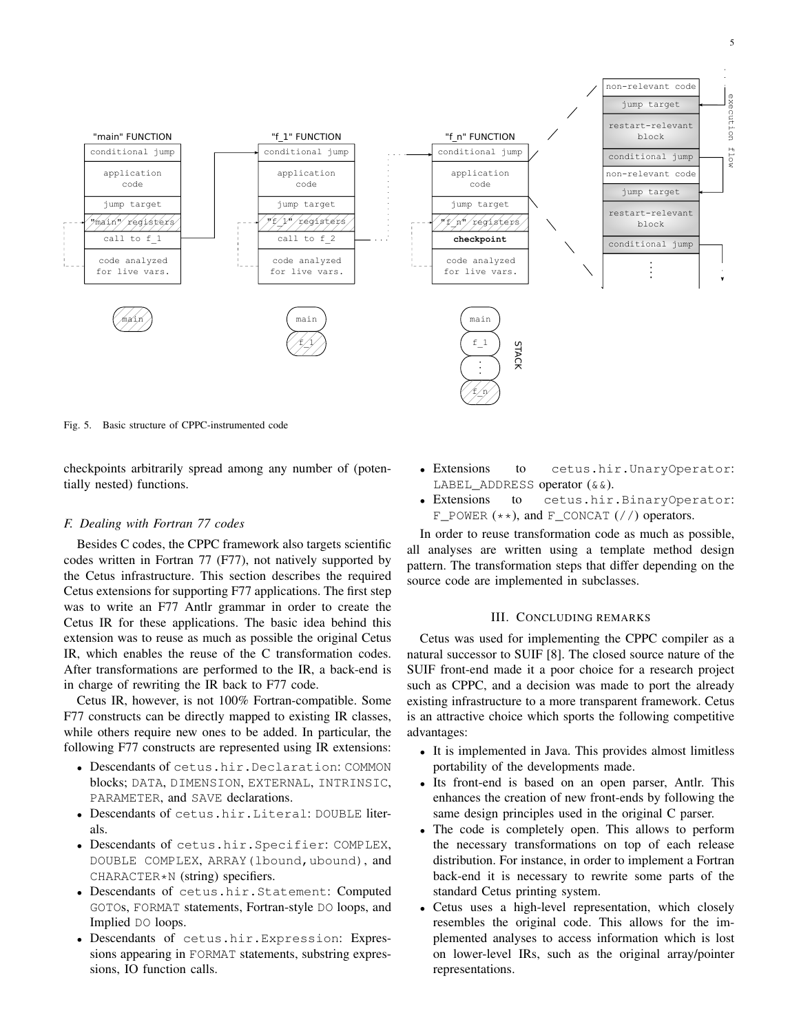Fig. 5. Basic structure of CPPC-instrumented code

checkpoints arbitrarily spread among any number of (potentially nested) functions.

### F. Dealing with Fortran 77 codes

Besides C codes, the CPPC framework also targets scientific codes written in Fortran 77 (F77), not natively supported by the Cetus infrastructure. This section describes the required Cetus extensions for supporting F77 applications. The first step was to write an F77 Antlr grammar in order to create the Cetus IR for these applications. The basic idea behind this extension was to reuse as much as possible the original Cetus IR, which enables the reuse of the C transformation codes. After transformations are performed to the IR, a back-end is in charge of rewriting the IR back to F77 code.

Cetus IR, however, is not 100% Fortran-compatible. Some F77 constructs can be directly mapped to existing IR classes, while others require new ones to be added. In particular, the following F77 constructs are represented using IR extensions:

- Descendants of `cetus.hir.Declaration`: `COMMON` blocks; `DATA`, `DIMENSION`, `EXTERNAL`, `INTRINSIC`, `PARAMETER`, and `SAVE` declarations.
- Descendants of `cetus.hir.Literal`: `DOUBLE` literals.
- Descendants of `cetus.hir.Specifier`: `COMPLEX`, `DOUBLE COMPLEX`, `ARRAY(lbound,ubound)`, and `CHARACTER*N` (string) specifiers.
- Descendants of `cetus.hir.Statement`: Computed `GOTO`s, `FORMAT` statements, Fortran-style `DO` loops, and Implied `DO` loops.
- Descendants of `cetus.hir.Expression`: Expressions appearing in `FORMAT` statements, substring expressions, IO function calls.
- Extensions to `cetus.hir.UnaryOperator`: `LABEL_ADDRESS` operator (`&&`).
- Extensions to `cetus.hir.BinaryOperator`: `F_POWER` (`**`), and `F_CONCAT` (`//`) operators.

In order to reuse transformation code as much as possible, all analyses are written using a template method design pattern. The transformation steps that differ depending on the source code are implemented in subclasses.

## III. Concluding remarks

Cetus was used for implementing the CPPC compiler as a natural successor to SUIF [8]. The closed source nature of the SUIF front-end made it a poor choice for a research project such as CPPC, and a decision was made to port the already existing infrastructure to a more transparent framework. Cetus is an attractive choice which sports the following competitive advantages:

- It is implemented in Java. This provides almost limitless portability of the developments made.
- Its front-end is based on an open parser, Antlr. This enhances the creation of new front-ends by following the same design principles used in the original C parser.
- The code is completely open. This allows to perform the necessary transformations on top of each release distribution. For instance, in order to implement a Fortran back-end it is necessary to rewrite some parts of the standard Cetus printing system.
- Cetus uses a high-level representation, which closely resembles the original code. This allows for the implemented analyses to access information which is lost on lower-level IRs, such as the original array/pointer representations.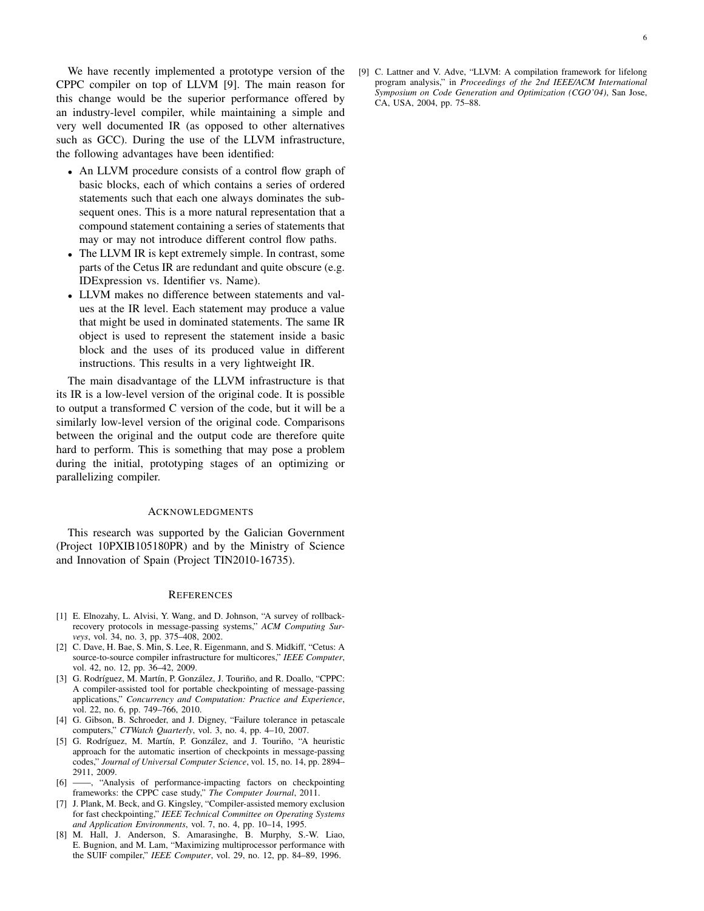We have recently implemented a prototype version of the CPPC compiler on top of LLVM [9]. The main reason for this change would be the superior performance offered by an industry-level compiler, while maintaining a simple and very well documented IR (as opposed to other alternatives such as GCC). During the use of the LLVM infrastructure, the following advantages have been identified:

- An LLVM procedure consists of a control flow graph of basic blocks, each of which contains a series of ordered statements such that each one always dominates the subsequent ones. This is a more natural representation that a compound statement containing a series of statements that may or may not introduce different control flow paths.
- The LLVM IR is kept extremely simple. In contrast, some parts of the Cetus IR are redundant and quite obscure (e.g. IDExpression vs. Identifier vs. Name).
- LLVM makes no difference between statements and values at the IR level. Each statement may produce a value that might be used in dominated statements. The same IR object is used to represent the statement inside a basic block and the uses of its produced value in different instructions. This results in a very lightweight IR.

The main disadvantage of the LLVM infrastructure is that its IR is a low-level version of the original code. It is possible to output a transformed C version of the code, but it will be a similarly low-level version of the original code. Comparisons between the original and the output code are therefore quite hard to perform. This is something that may pose a problem during the initial, prototyping stages of an optimizing or parallelizing compiler.

## Acknowledgments

This research was supported by the Galician Government (Project 10PXIB105180PR) and by the Ministry of Science and Innovation of Spain (Project TIN2010-16735).

## References

[1] E. Elnozahy, L. Alvisi, Y. Wang, and D. Johnson, "A survey of rollback-recovery protocols in message-passing systems," *ACM Computing Surveys*, vol. 34, no. 3, pp. 375–408, 2002.

[2] C. Dave, H. Bae, S. Min, S. Lee, R. Eigenmann, and S. Midkiff, "Cetus: A source-to-source compiler infrastructure for multicores," *IEEE Computer*, vol. 42, no. 12, pp. 36–42, 2009.

[3] G. Rodríguez, M. Martín, P. González, J. Touriño, and R. Doallo, "CPPC: A compiler-assisted tool for portable checkpointing of message-passing applications," *Concurrency and Computation: Practice and Experience*, vol. 22, no. 6, pp. 749–766, 2010.

[4] G. Gibson, B. Schroeder, and J. Digney, "Failure tolerance in petascale computers," *CTWatch Quarterly*, vol. 3, no. 4, pp. 4–10, 2007.

[5] G. Rodríguez, M. Martín, P. González, and J. Touriño, "A heuristic approach for the automatic insertion of checkpoints in message-passing codes," *Journal of Universal Computer Science*, vol. 15, no. 14, pp. 2894–2911, 2009.

[6] ——, "Analysis of performance-impacting factors on checkpointing frameworks: the CPPC case study," *The Computer Journal*, 2011.

[7] J. Plank, M. Beck, and G. Kingsley, "Compiler-assisted memory exclusion for fast checkpointing," *IEEE Technical Committee on Operating Systems and Application Environments*, vol. 7, no. 4, pp. 10–14, 1995.

[8] M. Hall, J. Anderson, S. Amarasinghe, B. Murphy, S.-W. Liao, E. Bugnion, and M. Lam, "Maximizing multiprocessor performance with the SUIF compiler," *IEEE Computer*, vol. 29, no. 12, pp. 84–89, 1996.

[9] C. Lattner and V. Adve, "LLVM: A compilation framework for lifelong program analysis," in *Proceedings of the 2nd IEEE/ACM International Symposium on Code Generation and Optimization (CGO'04)*, San Jose, CA, USA, 2004, pp. 75–88.